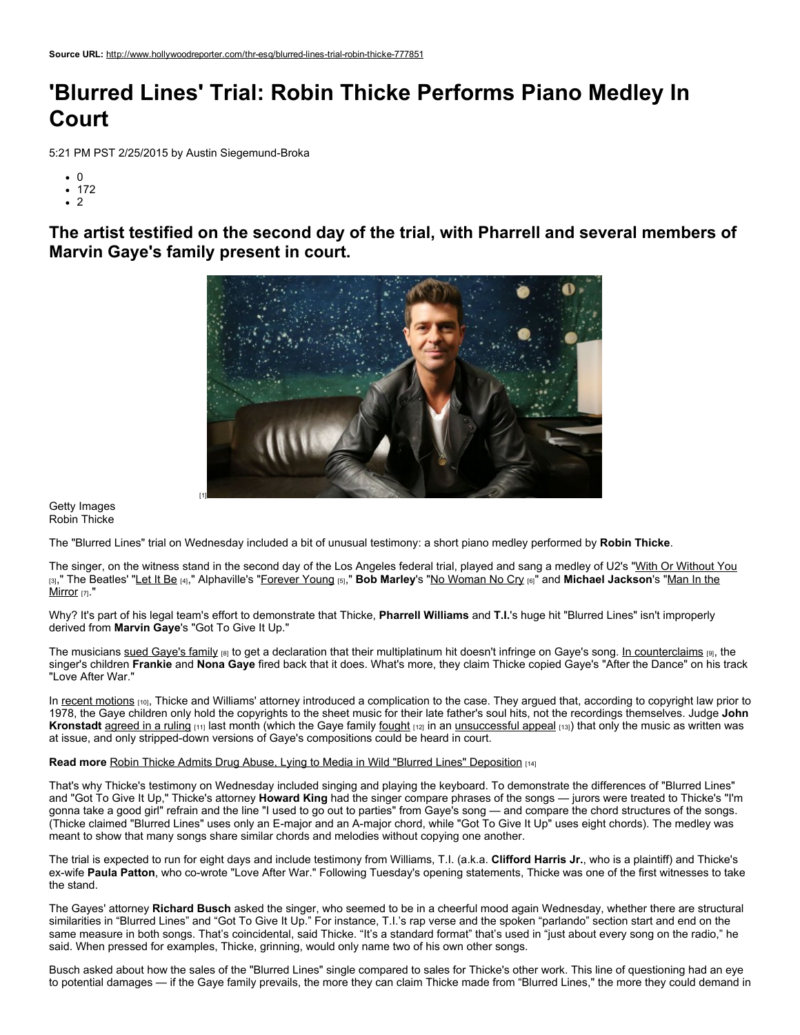**Source URL:** http://www.hollywoodreporter.com/thr-esq/blurred-lines-trial-robin-thicke-777851

# 'Blurred Lines' Trial: Robin Thicke Performs Piano Medley In Court

5:21 PM PST 2/25/2015 by Austin Siegemund-Broka

- 0
- 172
- 2

## The artist testified on the second day of the trial, with Pharrell and several members of Marvin Gaye's family present in court.

[1]

Getty Images
Robin Thicke

The "Blurred Lines" trial on Wednesday included a bit of unusual testimony: a short piano medley performed by **Robin Thicke**.

The singer, on the witness stand in the second day of the Los Angeles federal trial, played and sang a medley of U2's "With Or Without You [3]," The Beatles' "Let It Be [4]," Alphaville's "Forever Young [5]," **Bob Marley**'s "No Woman No Cry [6]" and **Michael Jackson**'s "Man In the Mirror [7]."

Why? It's part of his legal team's effort to demonstrate that Thicke, **Pharrell Williams** and **T.I.**'s huge hit "Blurred Lines" isn't improperly derived from **Marvin Gaye**'s "Got To Give It Up."

The musicians sued Gaye's family [8] to get a declaration that their multiplatinum hit doesn't infringe on Gaye's song. In counterclaims [9], the singer's children **Frankie** and **Nona Gaye** fired back that it does. What's more, they claim Thicke copied Gaye's "After the Dance" on his track "Love After War."

In recent motions [10], Thicke and Williams' attorney introduced a complication to the case. They argued that, according to copyright law prior to 1978, the Gaye children only hold the copyrights to the sheet music for their late father's soul hits, not the recordings themselves. Judge **John Kronstadt** agreed in a ruling [11] last month (which the Gaye family fought [12] in an unsuccessful appeal [13]) that only the music as written was at issue, and only stripped-down versions of Gaye's compositions could be heard in court.

**Read more** Robin Thicke Admits Drug Abuse, Lying to Media in Wild "Blurred Lines" Deposition [14]

That's why Thicke's testimony on Wednesday included singing and playing the keyboard. To demonstrate the differences of "Blurred Lines" and "Got To Give It Up," Thicke's attorney **Howard King** had the singer compare phrases of the songs — jurors were treated to Thicke's "I'm gonna take a good girl" refrain and the line "I used to go out to parties" from Gaye's song — and compare the chord structures of the songs. (Thicke claimed "Blurred Lines" uses only an E-major and an A-major chord, while "Got To Give It Up" uses eight chords). The medley was meant to show that many songs share similar chords and melodies without copying one another.

The trial is expected to run for eight days and include testimony from Williams, T.I. (a.k.a. **Clifford Harris Jr.**, who is a plaintiff) and Thicke's ex-wife **Paula Patton**, who co-wrote "Love After War." Following Tuesday's opening statements, Thicke was one of the first witnesses to take the stand.

The Gayes' attorney **Richard Busch** asked the singer, who seemed to be in a cheerful mood again Wednesday, whether there are structural similarities in "Blurred Lines" and "Got To Give It Up." For instance, T.I.'s rap verse and the spoken "parlando" section start and end on the same measure in both songs. That's coincidental, said Thicke. "It's a standard format" that's used in "just about every song on the radio," he said. When pressed for examples, Thicke, grinning, would only name two of his own other songs.

Busch asked about how the sales of the "Blurred Lines" single compared to sales for Thicke's other work. This line of questioning had an eye to potential damages — if the Gaye family prevails, the more they can claim Thicke made from "Blurred Lines," the more they could demand in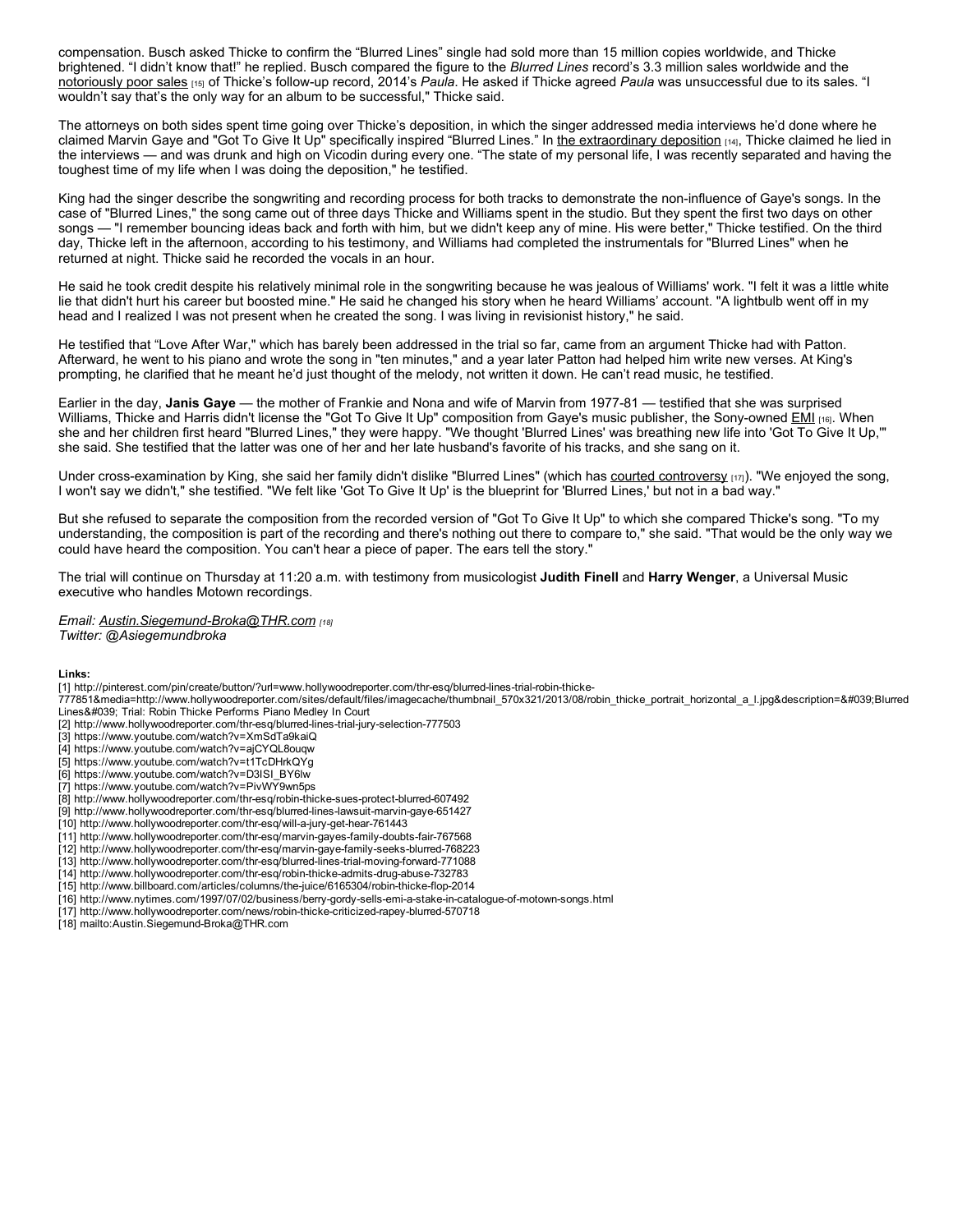compensation. Busch asked Thicke to confirm the “Blurred Lines” single had sold more than 15 million copies worldwide, and Thicke brightened. “I didn’t know that!” he replied. Busch compared the figure to the *Blurred Lines* record’s 3.3 million sales worldwide and the notoriously poor sales [15] of Thicke’s follow-up record, 2014’s *Paula*. He asked if Thicke agreed *Paula* was unsuccessful due to its sales. “I wouldn’t say that’s the only way for an album to be successful," Thicke said.

The attorneys on both sides spent time going over Thicke’s deposition, in which the singer addressed media interviews he’d done where he claimed Marvin Gaye and "Got To Give It Up" specifically inspired “Blurred Lines.” In the extraordinary deposition [14], Thicke claimed he lied in the interviews — and was drunk and high on Vicodin during every one. “The state of my personal life, I was recently separated and having the toughest time of my life when I was doing the deposition," he testified.

King had the singer describe the songwriting and recording process for both tracks to demonstrate the non-influence of Gaye's songs. In the case of "Blurred Lines," the song came out of three days Thicke and Williams spent in the studio. But they spent the first two days on other songs — "I remember bouncing ideas back and forth with him, but we didn't keep any of mine. His were better," Thicke testified. On the third day, Thicke left in the afternoon, according to his testimony, and Williams had completed the instrumentals for "Blurred Lines" when he returned at night. Thicke said he recorded the vocals in an hour.

He said he took credit despite his relatively minimal role in the songwriting because he was jealous of Williams' work. "I felt it was a little white lie that didn't hurt his career but boosted mine." He said he changed his story when he heard Williams’ account. "A lightbulb went off in my head and I realized I was not present when he created the song. I was living in revisionist history," he said.

He testified that “Love After War," which has barely been addressed in the trial so far, came from an argument Thicke had with Patton. Afterward, he went to his piano and wrote the song in "ten minutes," and a year later Patton had helped him write new verses. At King's prompting, he clarified that he meant he’d just thought of the melody, not written it down. He can’t read music, he testified.

Earlier in the day, **Janis Gaye** — the mother of Frankie and Nona and wife of Marvin from 1977-81 — testified that she was surprised Williams, Thicke and Harris didn't license the "Got To Give It Up" composition from Gaye's music publisher, the Sony-owned EMI [16]. When she and her children first heard "Blurred Lines," they were happy. "We thought 'Blurred Lines' was breathing new life into 'Got To Give It Up,'" she said. She testified that the latter was one of her and her late husband's favorite of his tracks, and she sang on it.

Under cross-examination by King, she said her family didn't dislike "Blurred Lines" (which has courted controversy [17]). "We enjoyed the song, I won't say we didn't," she testified. "We felt like 'Got To Give It Up' is the blueprint for 'Blurred Lines,' but not in a bad way."

But she refused to separate the composition from the recorded version of "Got To Give It Up" to which she compared Thicke's song. "To my understanding, the composition is part of the recording and there's nothing out there to compare to," she said. "That would be the only way we could have heard the composition. You can't hear a piece of paper. The ears tell the story."

The trial will continue on Thursday at 11:20 a.m. with testimony from musicologist **Judith Finell** and **Harry Wenger**, a Universal Music executive who handles Motown recordings.

*Email: Austin.Siegemund-Broka@THR.com [18]*
*Twitter: @Asiegemundbroka*

**Links:**

[1] http://pinterest.com/pin/create/button/?url=www.hollywoodreporter.com/thr-esq/blurred-lines-trial-robin-thicke-777851&media=http://www.hollywoodreporter.com/sites/default/files/imagecache/thumbnail_570x321/2013/08/robin_thicke_portrait_horizontal_a_l.jpg&description=&#039;Blurred Lines&#039; Trial: Robin Thicke Performs Piano Medley In Court
[2] http://www.hollywoodreporter.com/thr-esq/blurred-lines-trial-jury-selection-777503
[3] https://www.youtube.com/watch?v=XmSdTa9kaiQ
[4] https://www.youtube.com/watch?v=ajCYQL8ouqw
[5] https://www.youtube.com/watch?v=t1TcDHrkQYg
[6] https://www.youtube.com/watch?v=D3ISI_BY6lw
[7] https://www.youtube.com/watch?v=PivWY9wn5ps
[8] http://www.hollywoodreporter.com/thr-esq/robin-thicke-sues-protect-blurred-607492
[9] http://www.hollywoodreporter.com/thr-esq/blurred-lines-lawsuit-marvin-gaye-651427
[10] http://www.hollywoodreporter.com/thr-esq/will-a-jury-get-hear-761443
[11] http://www.hollywoodreporter.com/thr-esq/marvin-gayes-family-doubts-fair-767568
[12] http://www.hollywoodreporter.com/thr-esq/marvin-gaye-family-seeks-blurred-768223
[13] http://www.hollywoodreporter.com/thr-esq/blurred-lines-trial-moving-forward-771088
[14] http://www.hollywoodreporter.com/thr-esq/robin-thicke-admits-drug-abuse-732783
[15] http://www.billboard.com/articles/columns/the-juice/6165304/robin-thicke-flop-2014
[16] http://www.nytimes.com/1997/07/02/business/berry-gordy-sells-emi-a-stake-in-catalogue-of-motown-songs.html
[17] http://www.hollywoodreporter.com/news/robin-thicke-criticized-rapey-blurred-570718
[18] mailto:Austin.Siegemund-Broka@THR.com